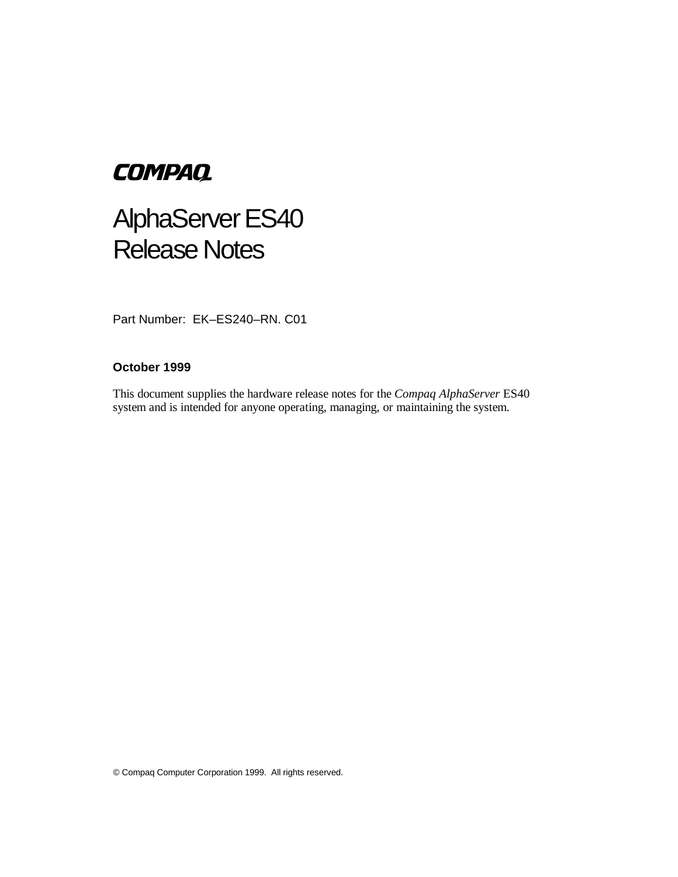COMPAQ

# AlphaServer ES40 Release Notes

Part Number: EK–ES240–RN. C01

**October 1999**

This document supplies the hardware release notes for the *Compaq AlphaServer* ES40 system and is intended for anyone operating, managing, or maintaining the system.

© Compaq Computer Corporation 1999. All rights reserved.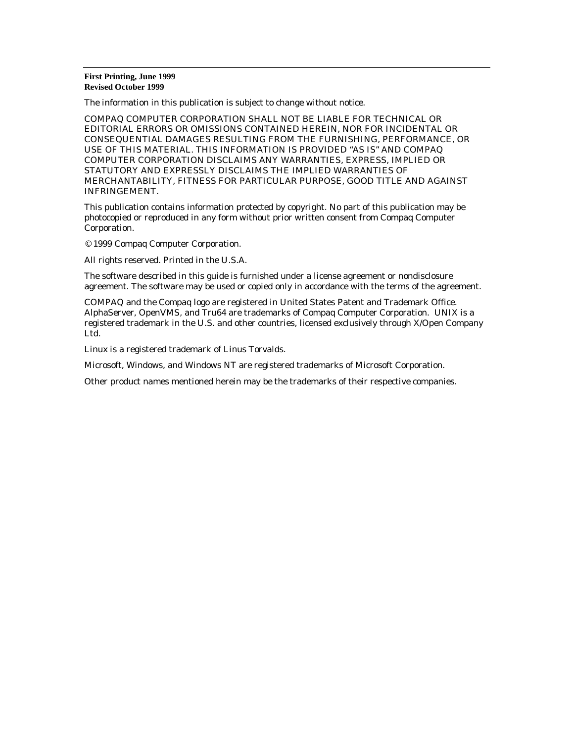**First Printing, June 1999**
**Revised October 1999**

The information in this publication is subject to change without notice.

COMPAQ COMPUTER CORPORATION SHALL NOT BE LIABLE FOR TECHNICAL OR EDITORIAL ERRORS OR OMISSIONS CONTAINED HEREIN, NOR FOR INCIDENTAL OR CONSEQUENTIAL DAMAGES RESULTING FROM THE FURNISHING, PERFORMANCE, OR USE OF THIS MATERIAL. THIS INFORMATION IS PROVIDED "AS IS" AND COMPAQ COMPUTER CORPORATION DISCLAIMS ANY WARRANTIES, EXPRESS, IMPLIED OR STATUTORY AND EXPRESSLY DISCLAIMS THE IMPLIED WARRANTIES OF MERCHANTABILITY, FITNESS FOR PARTICULAR PURPOSE, GOOD TITLE AND AGAINST INFRINGEMENT.

This publication contains information protected by copyright. No part of this publication may be photocopied or reproduced in any form without prior written consent from Compaq Computer Corporation.

© 1999 Compaq Computer Corporation.

All rights reserved. Printed in the U.S.A.

The software described in this guide is furnished under a license agreement or nondisclosure agreement. The software may be used or copied only in accordance with the terms of the agreement.

COMPAQ and the Compaq logo are registered in United States Patent and Trademark Office. AlphaServer, OpenVMS, and Tru64 are trademarks of Compaq Computer Corporation. UNIX is a registered trademark in the U.S. and other countries, licensed exclusively through X/Open Company Ltd.

Linux is a registered trademark of Linus Torvalds.

Microsoft, Windows, and Windows NT are registered trademarks of Microsoft Corporation.

Other product names mentioned herein may be the trademarks of their respective companies.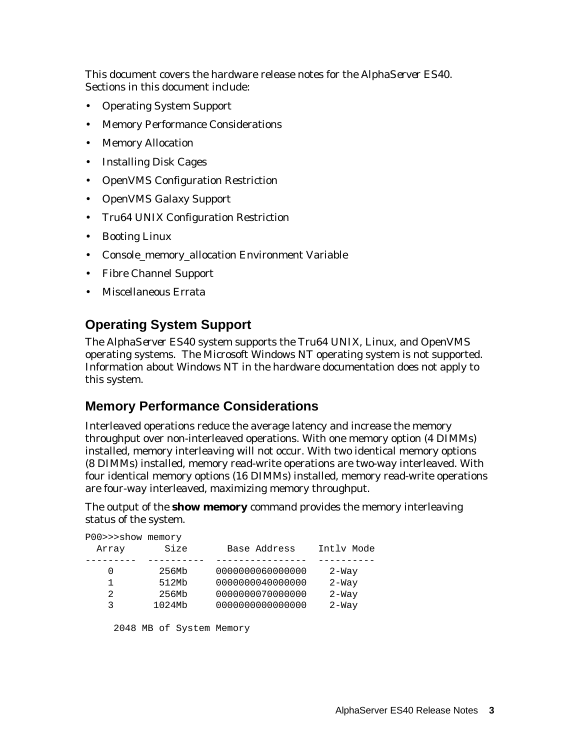This document covers the hardware release notes for the AlphaServer ES40. Sections in this document include:

- Operating System Support
- Memory Performance Considerations
- Memory Allocation
- Installing Disk Cages
- OpenVMS Configuration Restriction
- OpenVMS Galaxy Support
- Tru64 UNIX Configuration Restriction
- Booting Linux
- Console_memory_allocation Environment Variable
- Fibre Channel Support
- Miscellaneous Errata

## Operating System Support

The AlphaServer ES40 system supports the Tru64 UNIX, Linux, and OpenVMS operating systems. The Microsoft Windows NT operating system is not supported. Information about Windows NT in the hardware documentation does not apply to this system.

## Memory Performance Considerations

Interleaved operations reduce the average latency and increase the memory throughput over non-interleaved operations. With one memory option (4 DIMMs) installed, memory interleaving will not occur. With two identical memory options (8 DIMMs) installed, memory read-write operations are two-way interleaved. With four identical memory options (16 DIMMs) installed, memory read-write operations are four-way interleaved, maximizing memory throughput.

The output of the **show memory** command provides the memory interleaving status of the system.

```
P00>>>show memory
  Array       Size       Base Address    Intlv Mode
---------  ----------  ----------------  ----------
    0        256Mb     0000000060000000    2-Way
    1        512Mb     0000000040000000    2-Way
    2        256Mb     0000000070000000    2-Way
    3       1024Mb     0000000000000000    2-Way

     2048 MB of System Memory
```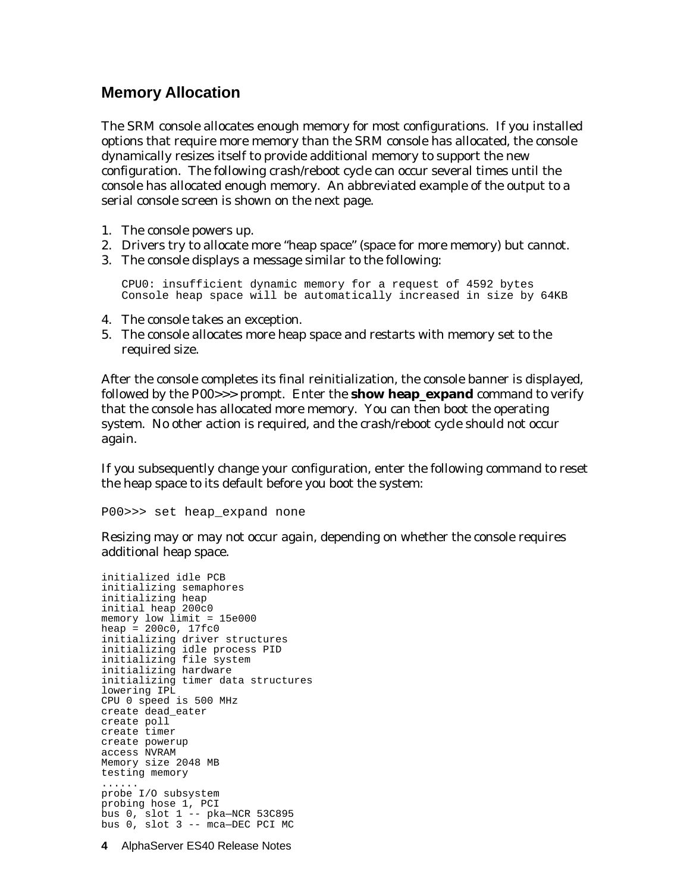## Memory Allocation

The SRM console allocates enough memory for most configurations. If you installed options that require more memory than the SRM console has allocated, the console dynamically resizes itself to provide additional memory to support the new configuration. The following crash/reboot cycle can occur several times until the console has allocated enough memory. An abbreviated example of the output to a serial console screen is shown on the next page.

1. The console powers up.
2. Drivers try to allocate more "heap space" (space for more memory) but cannot.
3. The console displays a message similar to the following:

   ```
   CPU0: insufficient dynamic memory for a request of 4592 bytes
   Console heap space will be automatically increased in size by 64KB
   ```

4. The console takes an exception.
5. The console allocates more heap space and restarts with memory set to the required size.

After the console completes its final reinitialization, the console banner is displayed, followed by the P00>>> prompt. Enter the **show heap_expand** command to verify that the console has allocated more memory. You can then boot the operating system. No other action is required, and the crash/reboot cycle should not occur again.

If you subsequently change your configuration, enter the following command to reset the heap space to its default before you boot the system:

```
P00>>> set heap_expand none
```

Resizing may or may not occur again, depending on whether the console requires additional heap space.

```
initialized idle PCB
initializing semaphores
initializing heap
initial heap 200c0
memory low limit = 15e000
heap = 200c0, 17fc0
initializing driver structures
initializing idle process PID
initializing file system
initializing hardware
initializing timer data structures
lowering IPL
CPU 0 speed is 500 MHz
create dead_eater
create poll
create timer
create powerup
access NVRAM
Memory size 2048 MB
testing memory
......
probe I/O subsystem
probing hose 1, PCI
bus 0, slot 1 -- pka—NCR 53C895
bus 0, slot 3 -- mca—DEC PCI MC
```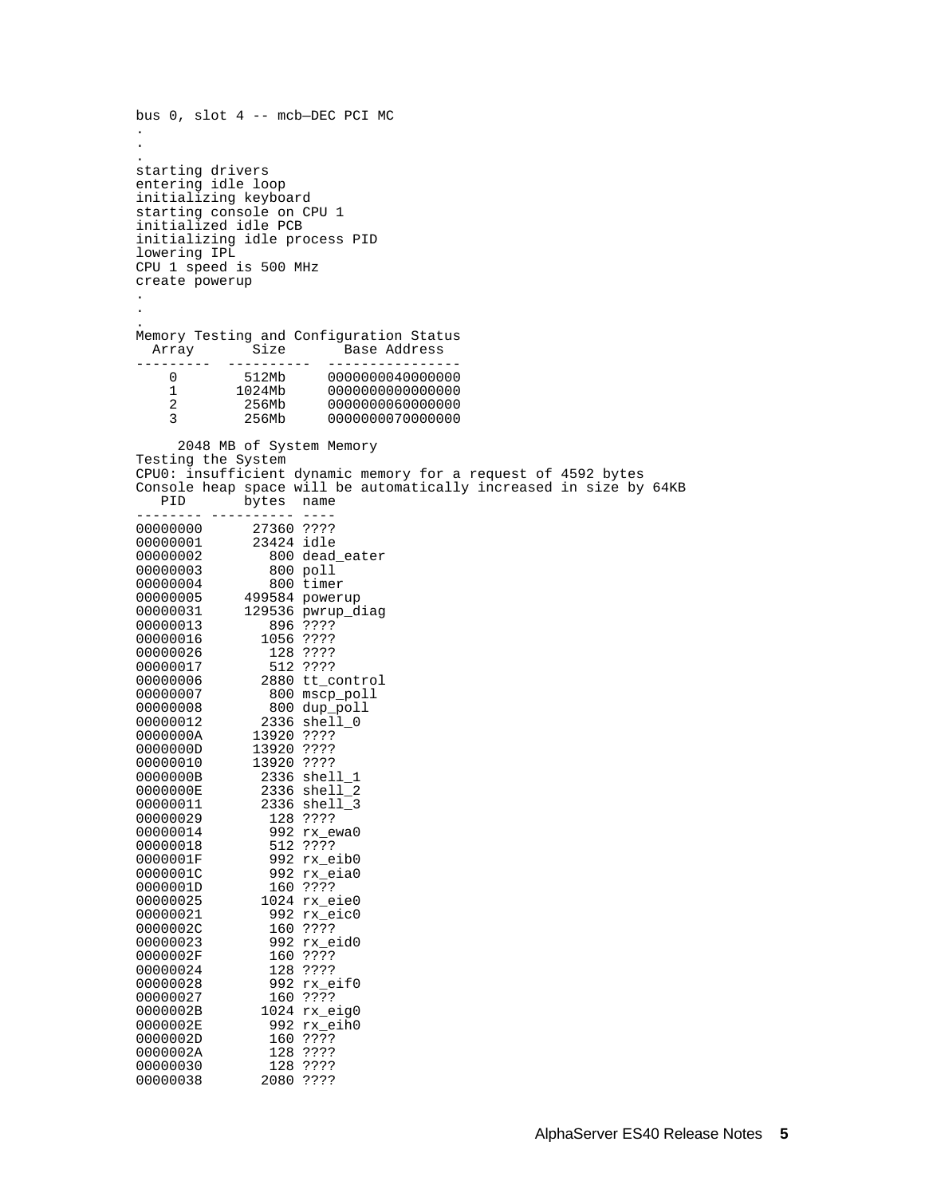```
bus 0, slot 4 -- mcb—DEC PCI MC
.
.
.
starting drivers
entering idle loop
initializing keyboard
starting console on CPU 1
initialized idle PCB
initializing idle process PID
lowering IPL
CPU 1 speed is 500 MHz
create powerup
.
.
.
Memory Testing and Configuration Status
  Array       Size       Base Address
---------  ----------  ----------------
    0        512Mb     0000000040000000
    1       1024Mb     0000000000000000
    2        256Mb     0000000060000000
    3        256Mb     0000000070000000

     2048 MB of System Memory
Testing the System
CPU0: insufficient dynamic memory for a request of 4592 bytes
Console heap space will be automatically increased in size by 64KB
   PID       bytes  name
-------- ---------- ----
00000000      27360 ????
00000001      23424 idle
00000002        800 dead_eater
00000003        800 poll
00000004        800 timer
00000005     499584 powerup
00000031     129536 pwrup_diag
00000013        896 ????
00000016       1056 ????
00000026        128 ????
00000017        512 ????
00000006       2880 tt_control
00000007        800 mscp_poll
00000008        800 dup_poll
00000012       2336 shell_0
0000000A      13920 ????
0000000D      13920 ????
00000010      13920 ????
0000000B       2336 shell_1
0000000E       2336 shell_2
00000011       2336 shell_3
00000029        128 ????
00000014        992 rx_ewa0
00000018        512 ????
0000001F        992 rx_eib0
0000001C        992 rx_eia0
0000001D        160 ????
00000025       1024 rx_eie0
00000021        992 rx_eic0
0000002C        160 ????
00000023        992 rx_eid0
0000002F        160 ????
00000024        128 ????
00000028        992 rx_eif0
00000027        160 ????
0000002B       1024 rx_eig0
0000002E        992 rx_eih0
0000002D        160 ????
0000002A        128 ????
00000030        128 ????
00000038       2080 ????
```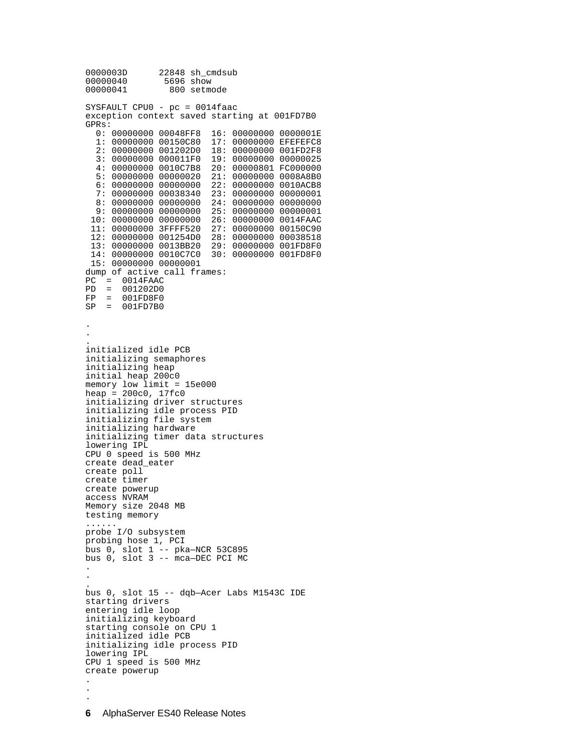```
0000003D      22848 sh_cmdsub
00000040       5696 show
00000041        800 setmode

SYSFAULT CPU0 - pc = 0014faac
exception context saved starting at 001FD7B0
GPRs:
  0: 00000000 00048FF8  16: 00000000 0000001E
  1: 00000000 00150C80  17: 00000000 EFEFEFC8
  2: 00000000 001202D0  18: 00000000 001FD2F8
  3: 00000000 000011F0  19: 00000000 00000025
  4: 00000000 0010C7B8  20: 00000801 FC000000
  5: 00000000 00000020  21: 00000000 0008A8B0
  6: 00000000 00000000  22: 00000000 0010ACB8
  7: 00000000 00038340  23: 00000000 00000001
  8: 00000000 00000000  24: 00000000 00000000
  9: 00000000 00000000  25: 00000000 00000001
 10: 00000000 00000000  26: 00000000 0014FAAC
 11: 00000000 3FFFF520  27: 00000000 00150C90
 12: 00000000 001254D0  28: 00000000 00038518
 13: 00000000 0013BB20  29: 00000000 001FD8F0
 14: 00000000 0010C7C0  30: 00000000 001FD8F0
 15: 00000000 00000001
dump of active call frames:
PC  =  0014FAAC
PD  =  001202D0
FP  =  001FD8F0
SP  =  001FD7B0

.
.
.
initialized idle PCB
initializing semaphores
initializing heap
initial heap 200c0
memory low limit = 15e000
heap = 200c0, 17fc0
initializing driver structures
initializing idle process PID
initializing file system
initializing hardware
initializing timer data structures
lowering IPL
CPU 0 speed is 500 MHz
create dead_eater
create poll
create timer
create powerup
access NVRAM
Memory size 2048 MB
testing memory
......
probe I/O subsystem
probing hose 1, PCI
bus 0, slot 1 -- pka—NCR 53C895
bus 0, slot 3 -- mca—DEC PCI MC
.
.
.
bus 0, slot 15 -- dqb—Acer Labs M1543C IDE
starting drivers
entering idle loop
initializing keyboard
starting console on CPU 1
initialized idle PCB
initializing idle process PID
lowering IPL
CPU 1 speed is 500 MHz
create powerup
.
.
.
```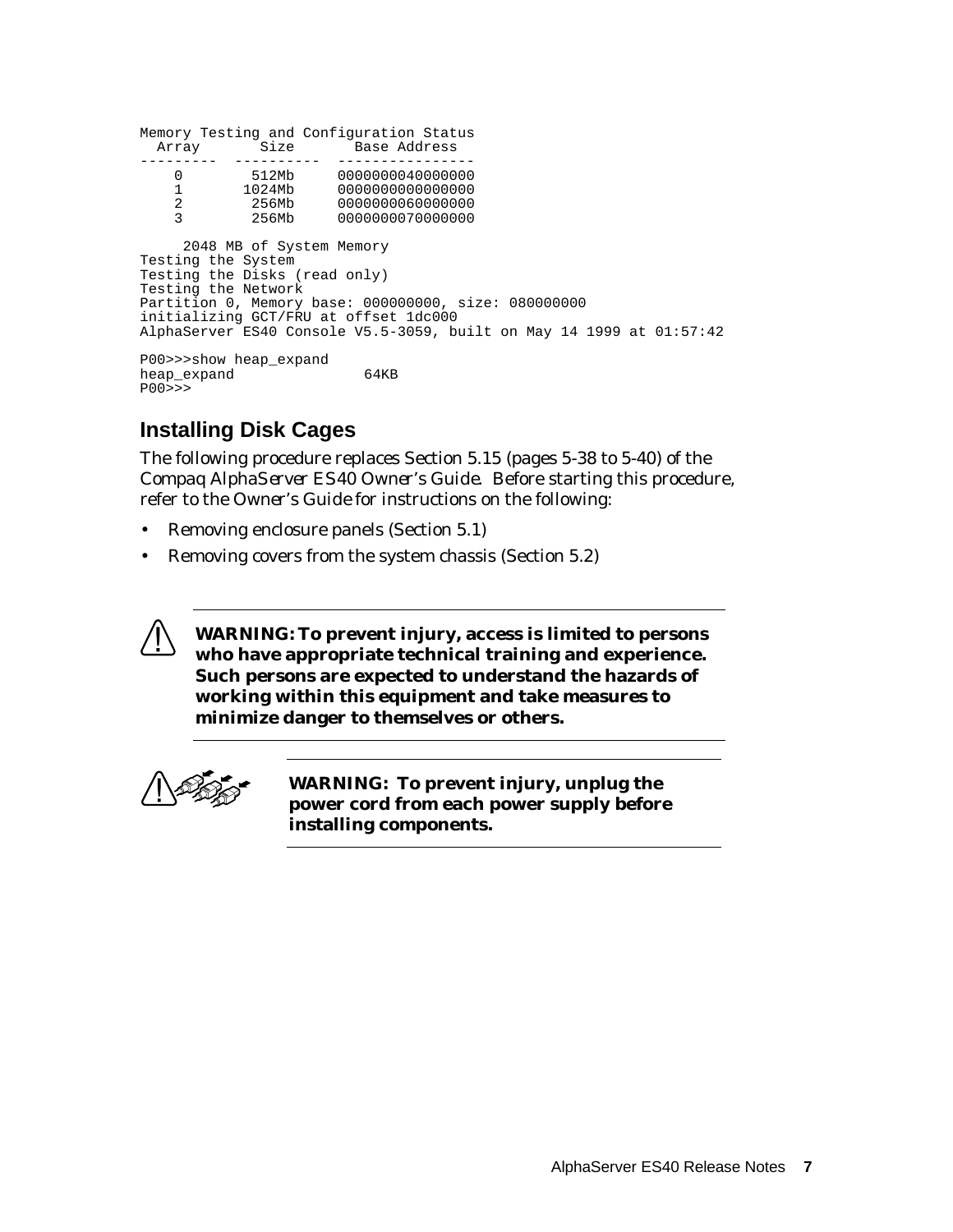```
Memory Testing and Configuration Status
  Array       Size       Base Address
---------  ----------  ----------------
    0        512Mb     0000000040000000
    1       1024Mb     0000000000000000
    2        256Mb     0000000060000000
    3        256Mb     0000000070000000

     2048 MB of System Memory
Testing the System
Testing the Disks (read only)
Testing the Network
Partition 0, Memory base: 000000000, size: 080000000
initializing GCT/FRU at offset 1dc000
AlphaServer ES40 Console V5.5-3059, built on May 14 1999 at 01:57:42

P00>>>show heap_expand
heap_expand              64KB
P00>>>
```

## Installing Disk Cages

The following procedure replaces Section 5.15 (pages 5-38 to 5-40) of the *Compaq AlphaServer ES40 Owner's Guide*. Before starting this procedure, refer to the *Owner's Guide* for instructions on the following:

- Removing enclosure panels (Section 5.1)
- Removing covers from the system chassis (Section 5.2)

---

**WARNING: To prevent injury, access is limited to persons who have appropriate technical training and experience. Such persons are expected to understand the hazards of working within this equipment and take measures to minimize danger to themselves or others.**

---

**WARNING: To prevent injury, unplug the power cord from each power supply before installing components.**

---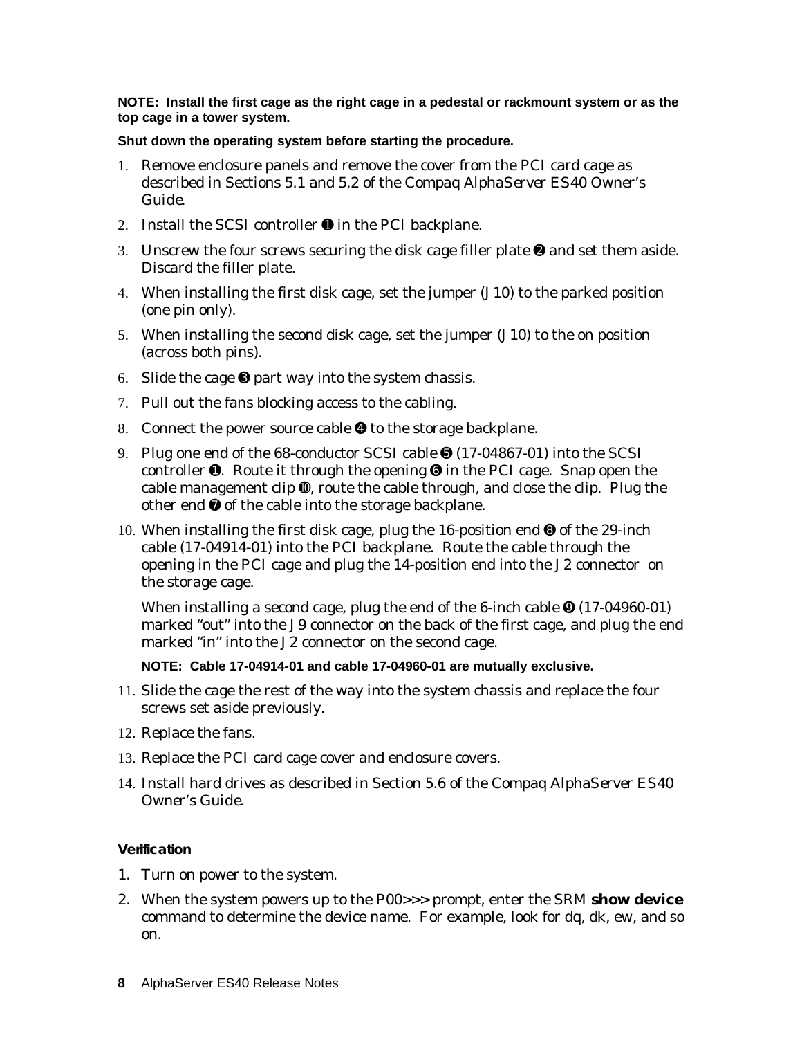**NOTE: Install the first cage as the right cage in a pedestal or rackmount system or as the top cage in a tower system.**

**Shut down the operating system before starting the procedure.**

1. Remove enclosure panels and remove the cover from the PCI card cage as described in Sections 5.1 and 5.2 of the *Compaq AlphaServer ES40 Owner's Guide.*
2. Install the SCSI controller ❶ in the PCI backplane.
3. Unscrew the four screws securing the disk cage filler plate ❷ and set them aside. Discard the filler plate.
4. When installing the first disk cage, set the jumper (J10) to the parked position (one pin only).
5. When installing the second disk cage, set the jumper (J10) to the on position (across both pins).
6. Slide the cage ❸ part way into the system chassis.
7. Pull out the fans blocking access to the cabling.
8. Connect the power source cable ❹ to the storage backplane.
9. Plug one end of the 68-conductor SCSI cable ❺ (17-04867-01) into the SCSI controller ❶. Route it through the opening ❻ in the PCI cage. Snap open the cable management clip ❿, route the cable through, and close the clip. Plug the other end ❼ of the cable into the storage backplane.
10. When installing the first disk cage, plug the 16-position end ❽ of the 29-inch cable (17-04914-01) into the PCI backplane. Route the cable through the opening in the PCI cage and plug the 14-position end into the J2 connector on the storage cage.

    When installing a second cage, plug the end of the 6-inch cable ❾ (17-04960-01) marked "out" into the J9 connector on the back of the first cage, and plug the end marked "in" into the J2 connector on the second cage.

    **NOTE: Cable 17-04914-01 and cable 17-04960-01 are mutually exclusive.**

11. Slide the cage the rest of the way into the system chassis and replace the four screws set aside previously.
12. Replace the fans.
13. Replace the PCI card cage cover and enclosure covers.
14. Install hard drives as described in Section 5.6 of the *Compaq AlphaServer ES40 Owner's Guide.*

**Verification**

1. Turn on power to the system.
2. When the system powers up to the P00>>> prompt, enter the SRM **show device** command to determine the device name. For example, look for dq, dk, ew, and so on.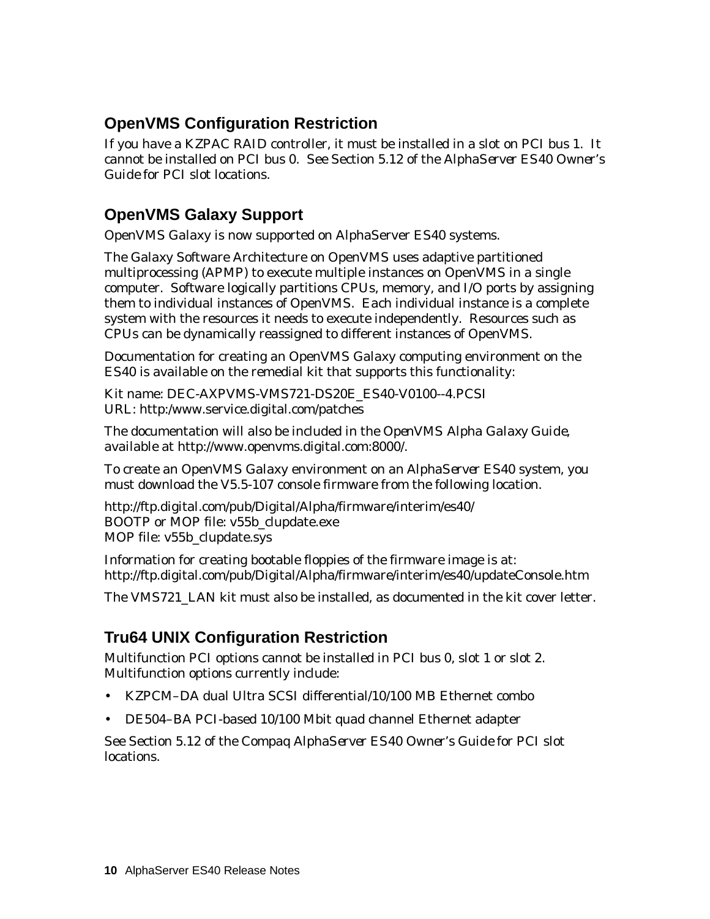## OpenVMS Configuration Restriction

If you have a KZPAC RAID controller, it must be installed in a slot on PCI bus 1. It cannot be installed on PCI bus 0. See Section 5.12 of the *AlphaServer ES40 Owner's Guide* for PCI slot locations.

## OpenVMS Galaxy Support

OpenVMS Galaxy is now supported on AlphaServer ES40 systems.

The Galaxy Software Architecture on OpenVMS uses adaptive partitioned multiprocessing (APMP) to execute multiple instances on OpenVMS in a single computer. Software logically partitions CPUs, memory, and I/O ports by assigning them to individual instances of OpenVMS. Each individual instance is a complete system with the resources it needs to execute independently. Resources such as CPUs can be dynamically reassigned to different instances of OpenVMS.

Documentation for creating an OpenVMS Galaxy computing environment on the ES40 is available on the remedial kit that supports this functionality:

Kit name: DEC-AXPVMS-VMS721-DS20E_ES40-V0100--4.PCSI
URL: http:/www.service.digital.com/patches

The documentation will also be included in the *OpenVMS Alpha Galaxy Guide*, available at http://www.openvms.digital.com:8000/.

To create an OpenVMS Galaxy environment on an AlphaServer ES40 system, you must download the V5.5-107 console firmware from the following location.

http://ftp.digital.com/pub/Digital/Alpha/firmware/interim/es40/
BOOTP or MOP file: v55b_clupdate.exe
MOP file: v55b_clupdate.sys

Information for creating bootable floppies of the firmware image is at:
http://ftp.digital.com/pub/Digital/Alpha/firmware/interim/es40/updateConsole.htm

The VMS721_LAN kit must also be installed, as documented in the kit cover letter.

## Tru64 UNIX Configuration Restriction

Multifunction PCI options cannot be installed in PCI bus 0, slot 1 or slot 2. Multifunction options currently include:

- KZPCM–DA dual Ultra SCSI differential/10/100 MB Ethernet combo
- DE504–BA PCI-based 10/100 Mbit quad channel Ethernet adapter

See Section 5.12 of the *Compaq AlphaServer ES40 Owner's Guide* for PCI slot locations.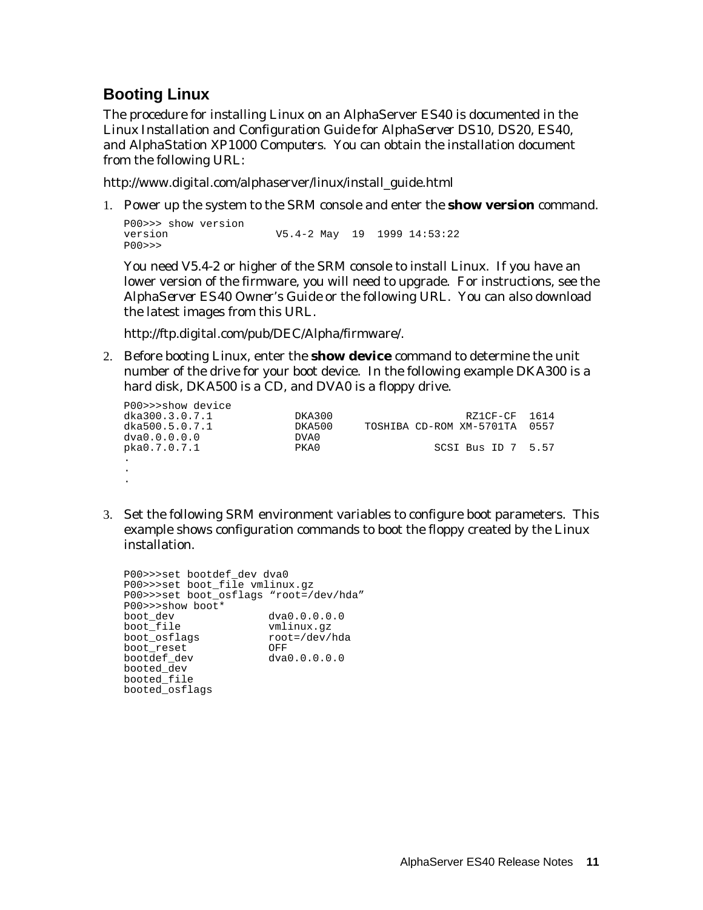## Booting Linux

The procedure for installing Linux on an AlphaServer ES40 is documented in the *Linux Installation and Configuration Guide for AlphaServer DS10, DS20, ES40, and AlphaStation XP1000 Computers*. You can obtain the installation document from the following URL:

http://www.digital.com/alphaserver/linux/install_guide.html

1. Power up the system to the SRM console and enter the **show version** command.

   ```
   P00>>> show version
   version                V5.4-2 May  19  1999 14:53:22
   P00>>>
   ```

   You need V5.4-2 or higher of the SRM console to install Linux. If you have an lower version of the firmware, you will need to upgrade. For instructions, see the *AlphaServer ES40 Owner's Guide* or the following URL. You can also download the latest images from this URL.

   http://ftp.digital.com/pub/DEC/Alpha/firmware/.

2. Before booting Linux, enter the **show device** command to determine the unit number of the drive for your boot device. In the following example DKA300 is a hard disk, DKA500 is a CD, and DVA0 is a floppy drive.

   ```
   P00>>>show device
   dka300.3.0.7.1            DKA300                   RZ1CF-CF  1614
   dka500.5.0.7.1            DKA500     TOSHIBA CD-ROM XM-5701TA  0557
   dva0.0.0.0.0              DVA0
   pka0.7.0.7.1              PKA0                SCSI Bus ID 7  5.57
   .
   .
   .
   ```

3. Set the following SRM environment variables to configure boot parameters. This example shows configuration commands to boot the floppy created by the Linux installation.

   ```
   P00>>>set bootdef_dev dva0
   P00>>>set boot_file vmlinux.gz
   P00>>>set boot_osflags "root=/dev/hda"
   P00>>>show boot*
   boot_dev               dva0.0.0.0.0
   boot_file              vmlinux.gz
   boot_osflags           root=/dev/hda
   boot_reset             OFF
   bootdef_dev            dva0.0.0.0.0
   booted_dev
   booted_file
   booted_osflags
   ```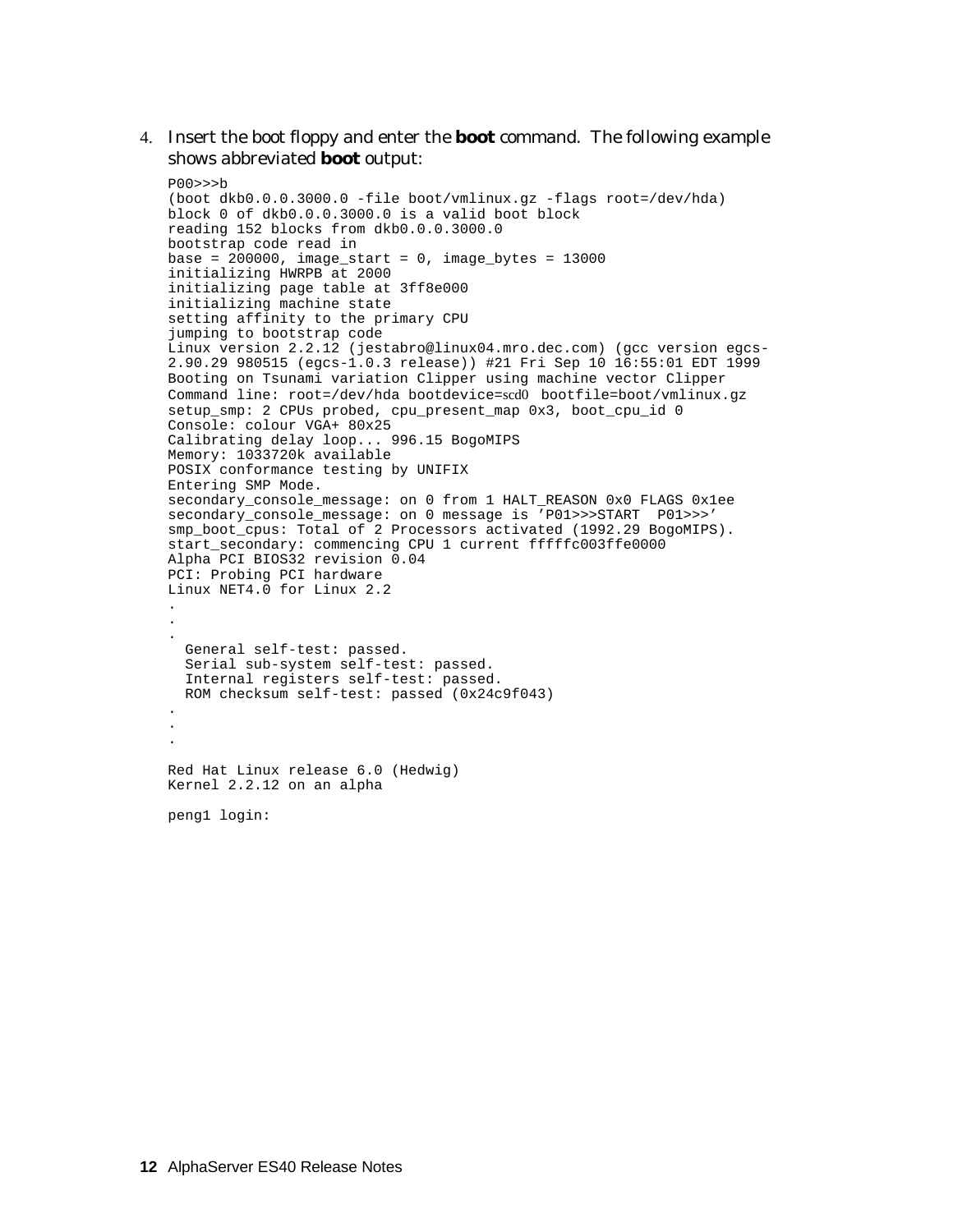4. Insert the boot floppy and enter the **boot** command. The following example shows abbreviated **boot** output:

```
P00>>>b
(boot dkb0.0.0.3000.0 -file boot/vmlinux.gz -flags root=/dev/hda)
block 0 of dkb0.0.0.3000.0 is a valid boot block
reading 152 blocks from dkb0.0.0.3000.0
bootstrap code read in
base = 200000, image_start = 0, image_bytes = 13000
initializing HWRPB at 2000
initializing page table at 3ff8e000
initializing machine state
setting affinity to the primary CPU
jumping to bootstrap code
Linux version 2.2.12 (jestabro@linux04.mro.dec.com) (gcc version egcs-
2.90.29 980515 (egcs-1.0.3 release)) #21 Fri Sep 10 16:55:01 EDT 1999
Booting on Tsunami variation Clipper using machine vector Clipper
Command line: root=/dev/hda bootdevice=scd0  bootfile=boot/vmlinux.gz
setup_smp: 2 CPUs probed, cpu_present_map 0x3, boot_cpu_id 0
Console: colour VGA+ 80x25
Calibrating delay loop... 996.15 BogoMIPS
Memory: 1033720k available
POSIX conformance testing by UNIFIX
Entering SMP Mode.
secondary_console_message: on 0 from 1 HALT_REASON 0x0 FLAGS 0x1ee
secondary_console_message: on 0 message is 'P01>>>START  P01>>>'
smp_boot_cpus: Total of 2 Processors activated (1992.29 BogoMIPS).
start_secondary: commencing CPU 1 current fffffc003ffe0000
Alpha PCI BIOS32 revision 0.04
PCI: Probing PCI hardware
Linux NET4.0 for Linux 2.2
.
.
.
  General self-test: passed.
  Serial sub-system self-test: passed.
  Internal registers self-test: passed.
  ROM checksum self-test: passed (0x24c9f043)
.
.
.

Red Hat Linux release 6.0 (Hedwig)
Kernel 2.2.12 on an alpha

peng1 login:
```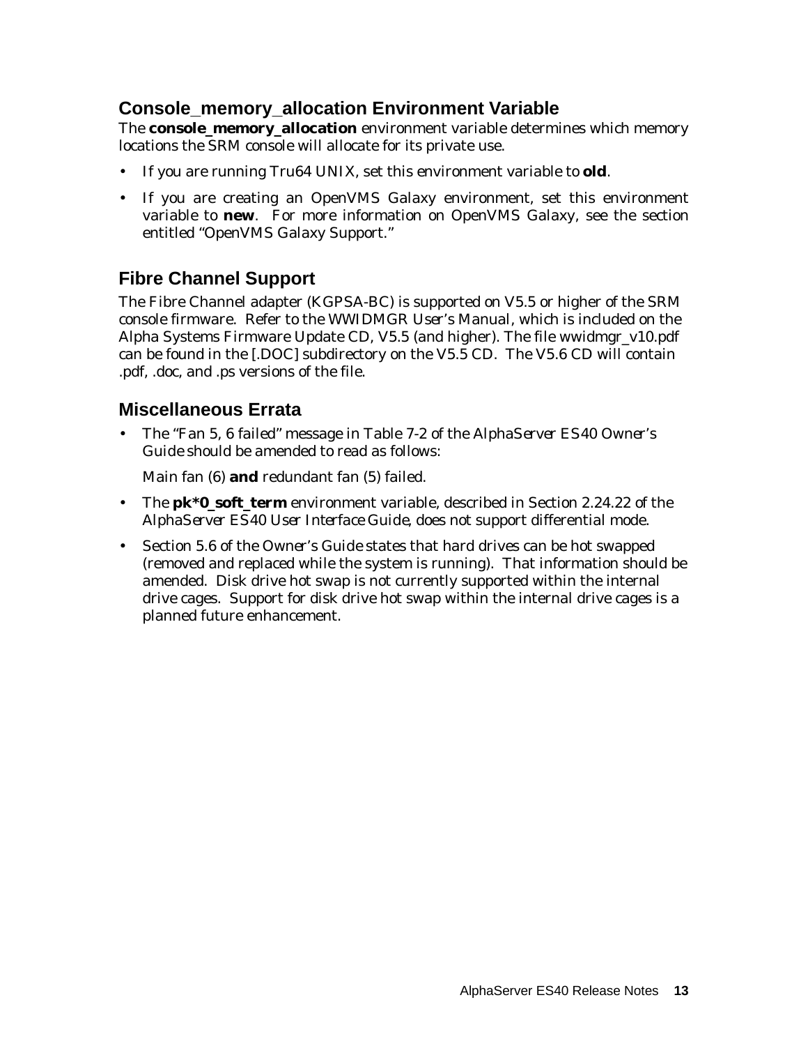## Console_memory_allocation Environment Variable

The **console_memory_allocation** environment variable determines which memory locations the SRM console will allocate for its private use.

- If you are running Tru64 UNIX, set this environment variable to **old**.
- If you are creating an OpenVMS Galaxy environment, set this environment variable to **new**. For more information on OpenVMS Galaxy, see the section entitled "OpenVMS Galaxy Support."

## Fibre Channel Support

The Fibre Channel adapter (KGPSA-BC) is supported on V5.5 or higher of the SRM console firmware. Refer to the WWIDMGR User's Manual, which is included on the Alpha Systems Firmware Update CD, V5.5 (and higher). The file wwidmgr_v10.pdf can be found in the [.DOC] subdirectory on the V5.5 CD. The V5.6 CD will contain .pdf, .doc, and .ps versions of the file.

## Miscellaneous Errata

- The "Fan 5, 6 failed" message in Table 7-2 of the *AlphaServer ES40 Owner's Guide* should be amended to read as follows:

  Main fan (6) **and** redundant fan (5) failed.

- The **pk*0_soft_term** environment variable, described in Section 2.24.22 of the *AlphaServer ES40 User Interface Guide*, does not support differential mode.
- Section 5.6 of the *Owner's Guide* states that hard drives can be hot swapped (removed and replaced while the system is running). That information should be amended. Disk drive hot swap is not currently supported within the internal drive cages. Support for disk drive hot swap within the internal drive cages is a planned future enhancement.